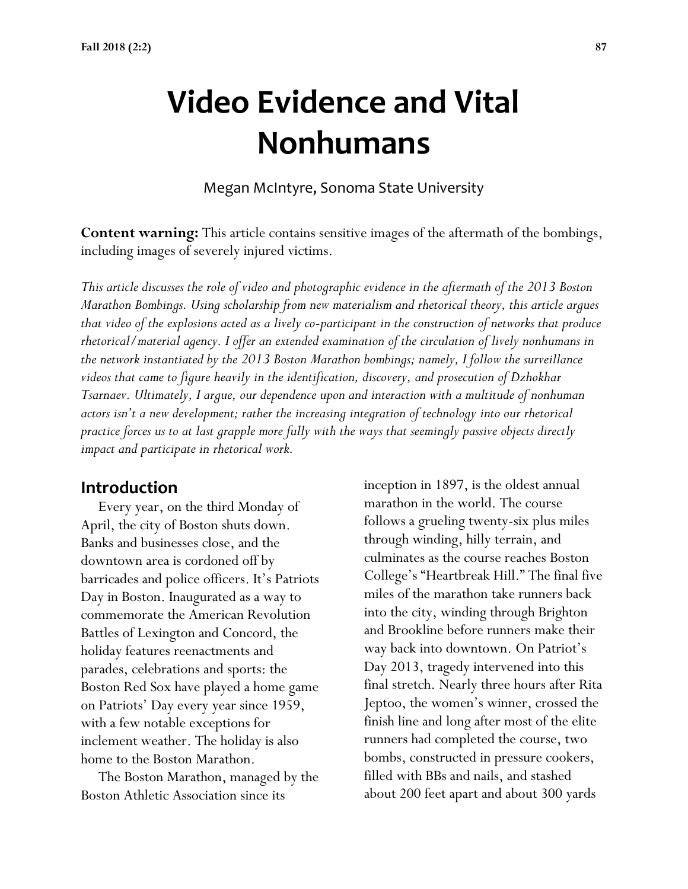# Video Evidence and Vital Nonhumans

Megan McIntyre, Sonoma State University

**Content warning:** This article contains sensitive images of the aftermath of the bombings, including images of severely injured victims.

*This article discusses the role of video and photographic evidence in the aftermath of the 2013 Boston Marathon Bombings. Using scholarship from new materialism and rhetorical theory, this article argues that video of the explosions acted as a lively co-participant in the construction of networks that produce rhetorical/material agency. I offer an extended examination of the circulation of lively nonhumans in the network instantiated by the 2013 Boston Marathon bombings; namely, I follow the surveillance videos that came to figure heavily in the identification, discovery, and prosecution of Dzhokhar Tsarnaev. Ultimately, I argue, our dependence upon and interaction with a multitude of nonhuman actors isn't a new development; rather the increasing integration of technology into our rhetorical practice forces us to at last grapple more fully with the ways that seemingly passive objects directly impact and participate in rhetorical work.*

## Introduction

Every year, on the third Monday of April, the city of Boston shuts down. Banks and businesses close, and the downtown area is cordoned off by barricades and police officers. It's Patriots Day in Boston. Inaugurated as a way to commemorate the American Revolution Battles of Lexington and Concord, the holiday features reenactments and parades, celebrations and sports: the Boston Red Sox have played a home game on Patriots' Day every year since 1959, with a few notable exceptions for inclement weather. The holiday is also home to the Boston Marathon.

The Boston Marathon, managed by the Boston Athletic Association since its inception in 1897, is the oldest annual marathon in the world. The course follows a grueling twenty-six plus miles through winding, hilly terrain, and culminates as the course reaches Boston College's "Heartbreak Hill." The final five miles of the marathon take runners back into the city, winding through Brighton and Brookline before runners make their way back into downtown. On Patriot's Day 2013, tragedy intervened into this final stretch. Nearly three hours after Rita Jeptoo, the women's winner, crossed the finish line and long after most of the elite runners had completed the course, two bombs, constructed in pressure cookers, filled with BBs and nails, and stashed about 200 feet apart and about 300 yards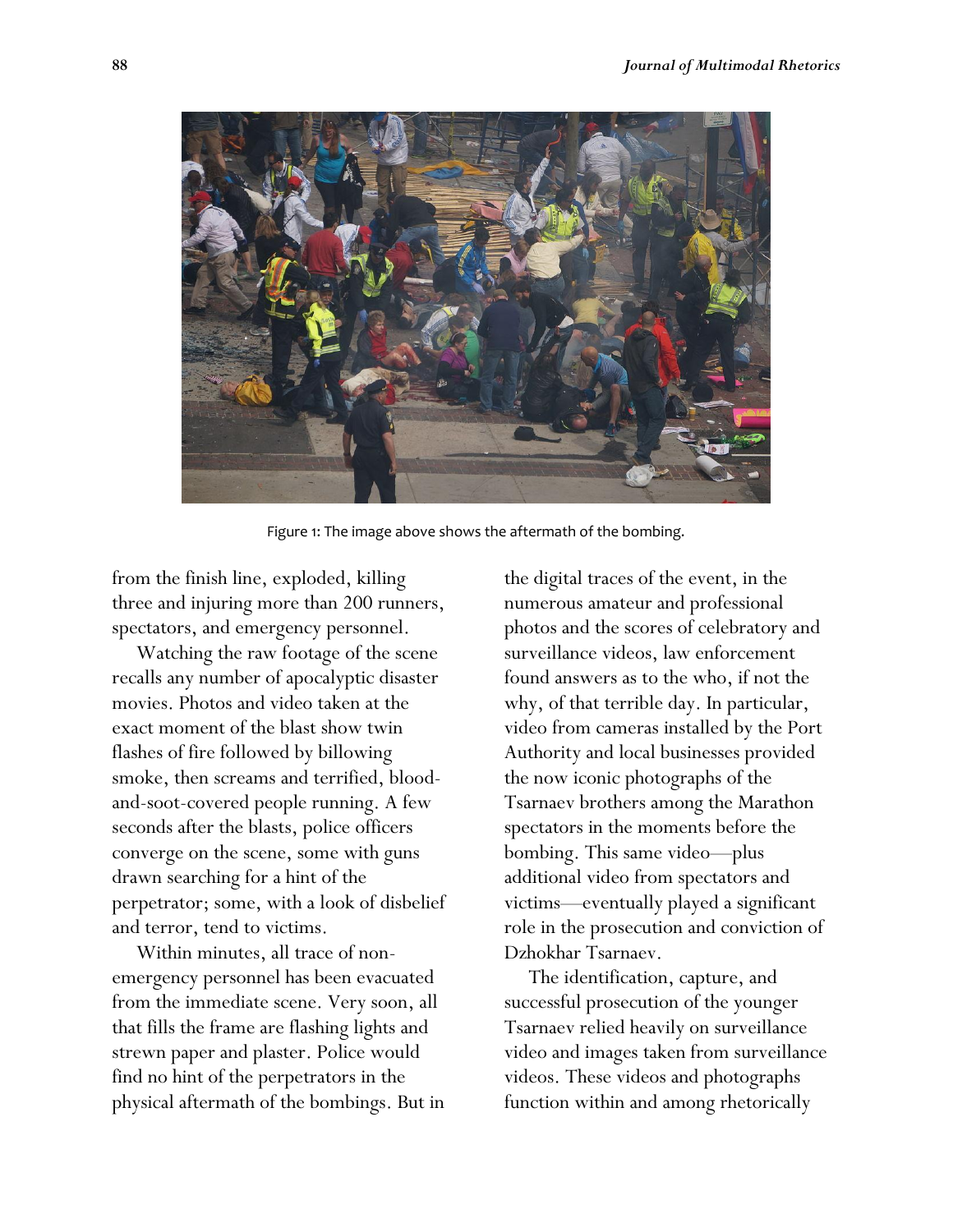Figure 1: The image above shows the aftermath of the bombing.

from the finish line, exploded, killing three and injuring more than 200 runners, spectators, and emergency personnel.

Watching the raw footage of the scene recalls any number of apocalyptic disaster movies. Photos and video taken at the exact moment of the blast show twin flashes of fire followed by billowing smoke, then screams and terrified, blood-and-soot-covered people running. A few seconds after the blasts, police officers converge on the scene, some with guns drawn searching for a hint of the perpetrator; some, with a look of disbelief and terror, tend to victims.

Within minutes, all trace of non-emergency personnel has been evacuated from the immediate scene. Very soon, all that fills the frame are flashing lights and strewn paper and plaster. Police would find no hint of the perpetrators in the physical aftermath of the bombings. But in the digital traces of the event, in the numerous amateur and professional photos and the scores of celebratory and surveillance videos, law enforcement found answers as to the who, if not the why, of that terrible day. In particular, video from cameras installed by the Port Authority and local businesses provided the now iconic photographs of the Tsarnaev brothers among the Marathon spectators in the moments before the bombing. This same video—plus additional video from spectators and victims—eventually played a significant role in the prosecution and conviction of Dzhokhar Tsarnaev.

The identification, capture, and successful prosecution of the younger Tsarnaev relied heavily on surveillance video and images taken from surveillance videos. These videos and photographs function within and among rhetorically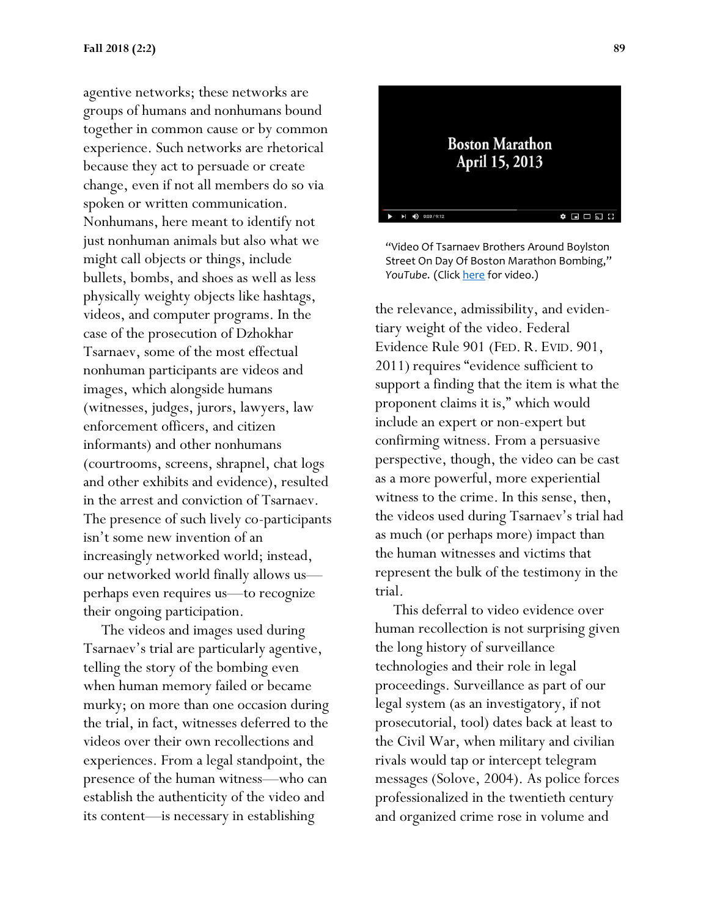agentive networks; these networks are groups of humans and nonhumans bound together in common cause or by common experience. Such networks are rhetorical because they act to persuade or create change, even if not all members do so via spoken or written communication. Nonhumans, here meant to identify not just nonhuman animals but also what we might call objects or things, include bullets, bombs, and shoes as well as less physically weighty objects like hashtags, videos, and computer programs. In the case of the prosecution of Dzhokhar Tsarnaev, some of the most effectual nonhuman participants are videos and images, which alongside humans (witnesses, judges, jurors, lawyers, law enforcement officers, and citizen informants) and other nonhumans (courtrooms, screens, shrapnel, chat logs and other exhibits and evidence), resulted in the arrest and conviction of Tsarnaev. The presence of such lively co-participants isn't some new invention of an increasingly networked world; instead, our networked world finally allows us—perhaps even requires us—to recognize their ongoing participation.

The videos and images used during Tsarnaev's trial are particularly agentive, telling the story of the bombing even when human memory failed or became murky; on more than one occasion during the trial, in fact, witnesses deferred to the videos over their own recollections and experiences. From a legal standpoint, the presence of the human witness—who can establish the authenticity of the video and its content—is necessary in establishing the relevance, admissibility, and evidentiary weight of the video. Federal Evidence Rule 901 (FED. R. EVID. 901, 2011) requires "evidence sufficient to support a finding that the item is what the proponent claims it is," which would include an expert or non-expert but confirming witness. From a persuasive perspective, though, the video can be cast as a more powerful, more experiential witness to the crime. In this sense, then, the videos used during Tsarnaev's trial had as much (or perhaps more) impact than the human witnesses and victims that represent the bulk of the testimony in the trial.

"Video Of Tsarnaev Brothers Around Boylston Street On Day Of Boston Marathon Bombing," *YouTube.* (Click here for video.)

This deferral to video evidence over human recollection is not surprising given the long history of surveillance technologies and their role in legal proceedings. Surveillance as part of our legal system (as an investigatory, if not prosecutorial, tool) dates back at least to the Civil War, when military and civilian rivals would tap or intercept telegram messages (Solove, 2004). As police forces professionalized in the twentieth century and organized crime rose in volume and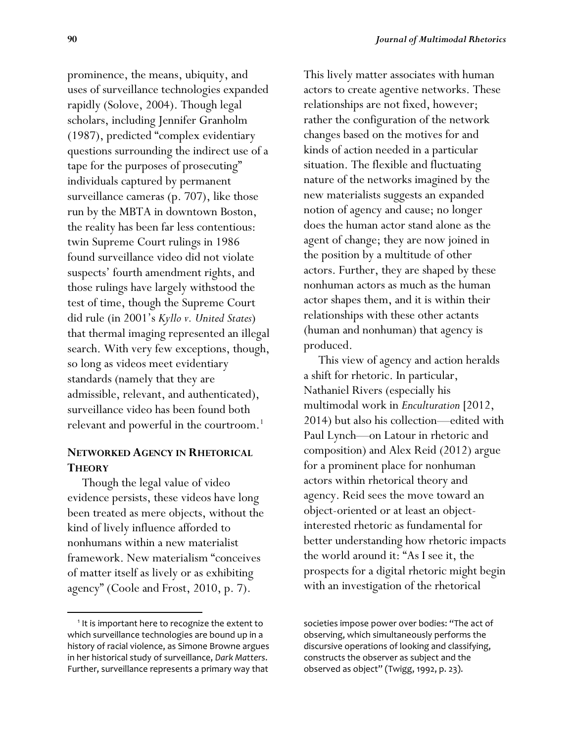prominence, the means, ubiquity, and uses of surveillance technologies expanded rapidly (Solove, 2004). Though legal scholars, including Jennifer Granholm (1987), predicted "complex evidentiary questions surrounding the indirect use of a tape for the purposes of prosecuting" individuals captured by permanent surveillance cameras (p. 707), like those run by the MBTA in downtown Boston, the reality has been far less contentious: twin Supreme Court rulings in 1986 found surveillance video did not violate suspects' fourth amendment rights, and those rulings have largely withstood the test of time, though the Supreme Court did rule (in 2001's *Kyllo v. United States*) that thermal imaging represented an illegal search. With very few exceptions, though, so long as videos meet evidentiary standards (namely that they are admissible, relevant, and authenticated), surveillance video has been found both relevant and powerful in the courtroom.[1]

## Networked Agency in Rhetorical Theory

Though the legal value of video evidence persists, these videos have long been treated as mere objects, without the kind of lively influence afforded to nonhumans within a new materialist framework. New materialism "conceives of matter itself as lively or as exhibiting agency" (Coole and Frost, 2010, p. 7). This lively matter associates with human actors to create agentive networks. These relationships are not fixed, however; rather the configuration of the network changes based on the motives for and kinds of action needed in a particular situation. The flexible and fluctuating nature of the networks imagined by the new materialists suggests an expanded notion of agency and cause; no longer does the human actor stand alone as the agent of change; they are now joined in the position by a multitude of other actors. Further, they are shaped by these nonhuman actors as much as the human actor shapes them, and it is within their relationships with these other actants (human and nonhuman) that agency is produced.

This view of agency and action heralds a shift for rhetoric. In particular, Nathaniel Rivers (especially his multimodal work in *Enculturation* [2012, 2014) but also his collection—edited with Paul Lynch—on Latour in rhetoric and composition) and Alex Reid (2012) argue for a prominent place for nonhuman actors within rhetorical theory and agency. Reid sees the move toward an object-oriented or at least an object-interested rhetoric as fundamental for better understanding how rhetoric impacts the world around it: "As I see it, the prospects for a digital rhetoric might begin with an investigation of the rhetorical

[1] It is important here to recognize the extent to which surveillance technologies are bound up in a history of racial violence, as Simone Browne argues in her historical study of surveillance, *Dark Matters*. Further, surveillance represents a primary way that societies impose power over bodies: "The act of observing, which simultaneously performs the discursive operations of looking and classifying, constructs the observer as subject and the observed as object" (Twigg, 1992, p. 23).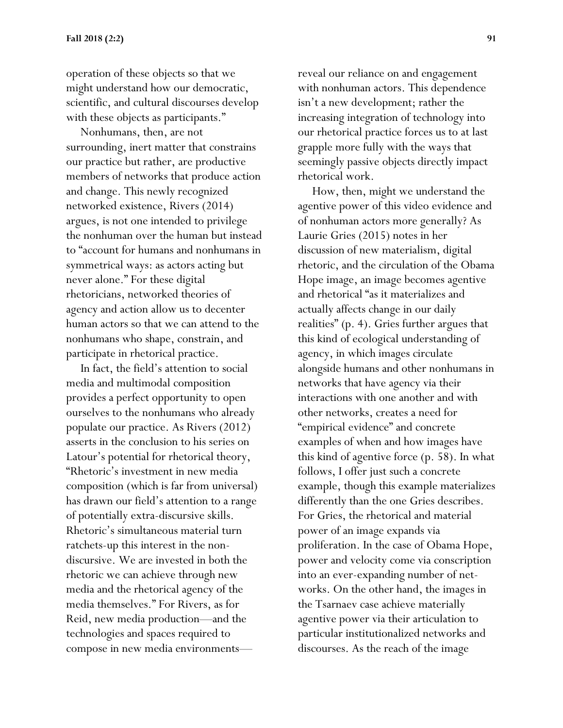operation of these objects so that we might understand how our democratic, scientific, and cultural discourses develop with these objects as participants."

Nonhumans, then, are not surrounding, inert matter that constrains our practice but rather, are productive members of networks that produce action and change. This newly recognized networked existence, Rivers (2014) argues, is not one intended to privilege the nonhuman over the human but instead to "account for humans and nonhumans in symmetrical ways: as actors acting but never alone." For these digital rhetoricians, networked theories of agency and action allow us to decenter human actors so that we can attend to the nonhumans who shape, constrain, and participate in rhetorical practice.

In fact, the field's attention to social media and multimodal composition provides a perfect opportunity to open ourselves to the nonhumans who already populate our practice. As Rivers (2012) asserts in the conclusion to his series on Latour's potential for rhetorical theory, "Rhetoric's investment in new media composition (which is far from universal) has drawn our field's attention to a range of potentially extra-discursive skills. Rhetoric's simultaneous material turn ratchets-up this interest in the non-discursive. We are invested in both the rhetoric we can achieve through new media and the rhetorical agency of the media themselves." For Rivers, as for Reid, new media production—and the technologies and spaces required to compose in new media environments—reveal our reliance on and engagement with nonhuman actors. This dependence isn't a new development; rather the increasing integration of technology into our rhetorical practice forces us to at last grapple more fully with the ways that seemingly passive objects directly impact rhetorical work.

How, then, might we understand the agentive power of this video evidence and of nonhuman actors more generally? As Laurie Gries (2015) notes in her discussion of new materialism, digital rhetoric, and the circulation of the Obama Hope image, an image becomes agentive and rhetorical "as it materializes and actually affects change in our daily realities" (p. 4). Gries further argues that this kind of ecological understanding of agency, in which images circulate alongside humans and other nonhumans in networks that have agency via their interactions with one another and with other networks, creates a need for "empirical evidence" and concrete examples of when and how images have this kind of agentive force (p. 58). In what follows, I offer just such a concrete example, though this example materializes differently than the one Gries describes. For Gries, the rhetorical and material power of an image expands via proliferation. In the case of Obama Hope, power and velocity come via conscription into an ever-expanding number of networks. On the other hand, the images in the Tsarnaev case achieve materially agentive power via their articulation to particular institutionalized networks and discourses. As the reach of the image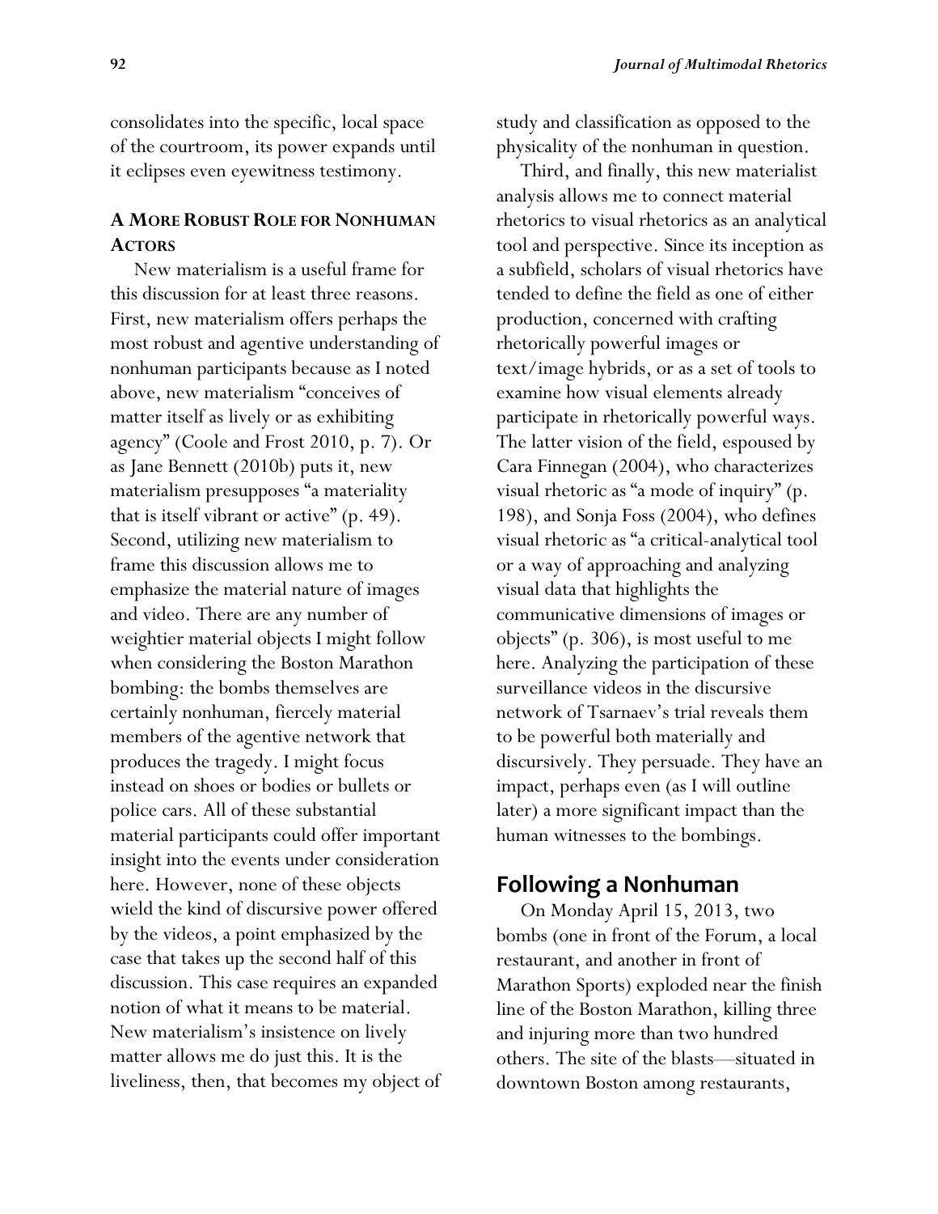consolidates into the specific, local space of the courtroom, its power expands until it eclipses even eyewitness testimony.

### A More Robust Role for Nonhuman Actors

New materialism is a useful frame for this discussion for at least three reasons. First, new materialism offers perhaps the most robust and agentive understanding of nonhuman participants because as I noted above, new materialism "conceives of matter itself as lively or as exhibiting agency" (Coole and Frost 2010, p. 7). Or as Jane Bennett (2010b) puts it, new materialism presupposes "a materiality that is itself vibrant or active" (p. 49). Second, utilizing new materialism to frame this discussion allows me to emphasize the material nature of images and video. There are any number of weightier material objects I might follow when considering the Boston Marathon bombing: the bombs themselves are certainly nonhuman, fiercely material members of the agentive network that produces the tragedy. I might focus instead on shoes or bodies or bullets or police cars. All of these substantial material participants could offer important insight into the events under consideration here. However, none of these objects wield the kind of discursive power offered by the videos, a point emphasized by the case that takes up the second half of this discussion. This case requires an expanded notion of what it means to be material. New materialism's insistence on lively matter allows me do just this. It is the liveliness, then, that becomes my object of study and classification as opposed to the physicality of the nonhuman in question.

Third, and finally, this new materialist analysis allows me to connect material rhetorics to visual rhetorics as an analytical tool and perspective. Since its inception as a subfield, scholars of visual rhetorics have tended to define the field as one of either production, concerned with crafting rhetorically powerful images or text/image hybrids, or as a set of tools to examine how visual elements already participate in rhetorically powerful ways. The latter vision of the field, espoused by Cara Finnegan (2004), who characterizes visual rhetoric as "a mode of inquiry" (p. 198), and Sonja Foss (2004), who defines visual rhetoric as "a critical-analytical tool or a way of approaching and analyzing visual data that highlights the communicative dimensions of images or objects" (p. 306), is most useful to me here. Analyzing the participation of these surveillance videos in the discursive network of Tsarnaev's trial reveals them to be powerful both materially and discursively. They persuade. They have an impact, perhaps even (as I will outline later) a more significant impact than the human witnesses to the bombings.

## Following a Nonhuman

On Monday April 15, 2013, two bombs (one in front of the Forum, a local restaurant, and another in front of Marathon Sports) exploded near the finish line of the Boston Marathon, killing three and injuring more than two hundred others. The site of the blasts—situated in downtown Boston among restaurants,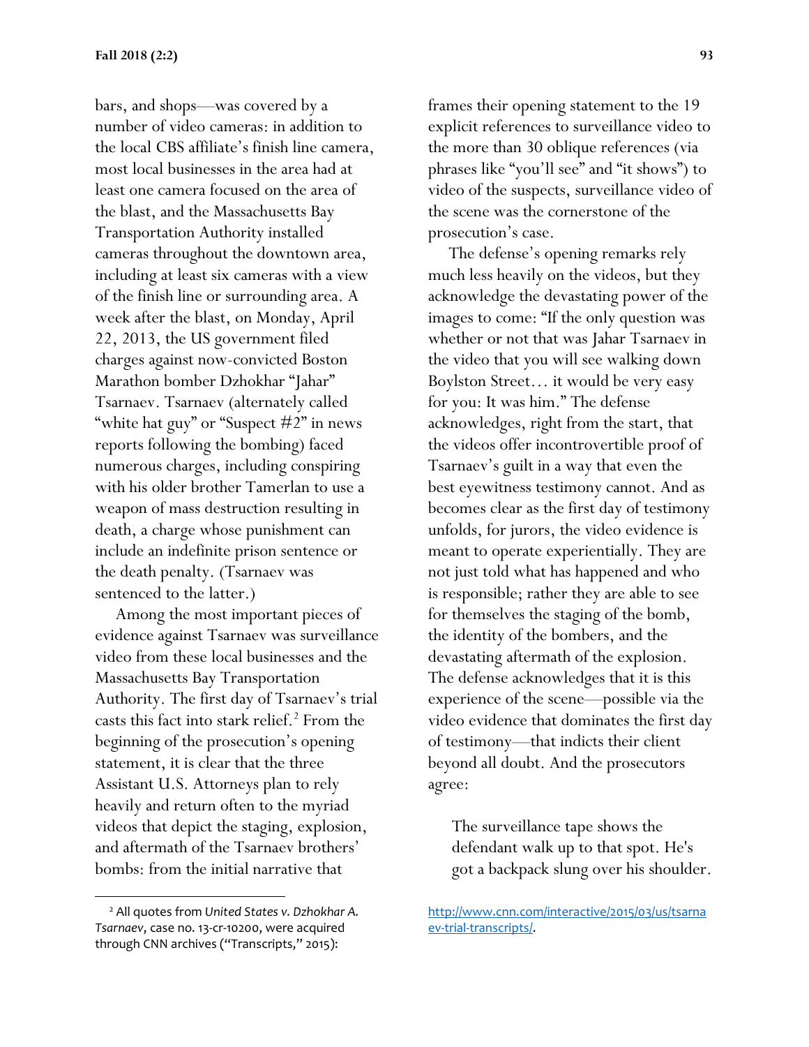bars, and shops—was covered by a number of video cameras: in addition to the local CBS affiliate's finish line camera, most local businesses in the area had at least one camera focused on the area of the blast, and the Massachusetts Bay Transportation Authority installed cameras throughout the downtown area, including at least six cameras with a view of the finish line or surrounding area. A week after the blast, on Monday, April 22, 2013, the US government filed charges against now-convicted Boston Marathon bomber Dzhokhar "Jahar" Tsarnaev. Tsarnaev (alternately called "white hat guy" or "Suspect #2" in news reports following the bombing) faced numerous charges, including conspiring with his older brother Tamerlan to use a weapon of mass destruction resulting in death, a charge whose punishment can include an indefinite prison sentence or the death penalty. (Tsarnaev was sentenced to the latter.)

Among the most important pieces of evidence against Tsarnaev was surveillance video from these local businesses and the Massachusetts Bay Transportation Authority. The first day of Tsarnaev's trial casts this fact into stark relief.[2] From the beginning of the prosecution's opening statement, it is clear that the three Assistant U.S. Attorneys plan to rely heavily and return often to the myriad videos that depict the staging, explosion, and aftermath of the Tsarnaev brothers' bombs: from the initial narrative that frames their opening statement to the 19 explicit references to surveillance video to the more than 30 oblique references (via phrases like "you'll see" and "it shows") to video of the suspects, surveillance video of the scene was the cornerstone of the prosecution's case.

The defense's opening remarks rely much less heavily on the videos, but they acknowledge the devastating power of the images to come: "If the only question was whether or not that was Jahar Tsarnaev in the video that you will see walking down Boylston Street… it would be very easy for you: It was him." The defense acknowledges, right from the start, that the videos offer incontrovertible proof of Tsarnaev's guilt in a way that even the best eyewitness testimony cannot. And as becomes clear as the first day of testimony unfolds, for jurors, the video evidence is meant to operate experientially. They are not just told what has happened and who is responsible; rather they are able to see for themselves the staging of the bomb, the identity of the bombers, and the devastating aftermath of the explosion. The defense acknowledges that it is this experience of the scene—possible via the video evidence that dominates the first day of testimony—that indicts their client beyond all doubt. And the prosecutors agree:

> The surveillance tape shows the defendant walk up to that spot. He's got a backpack slung over his shoulder.

---

[2] All quotes from *United States v. Dzhokhar A. Tsarnaev*, case no. 13-cr-10200, were acquired through CNN archives ("Transcripts," 2015): http://www.cnn.com/interactive/2015/03/us/tsarnaev-trial-transcripts/.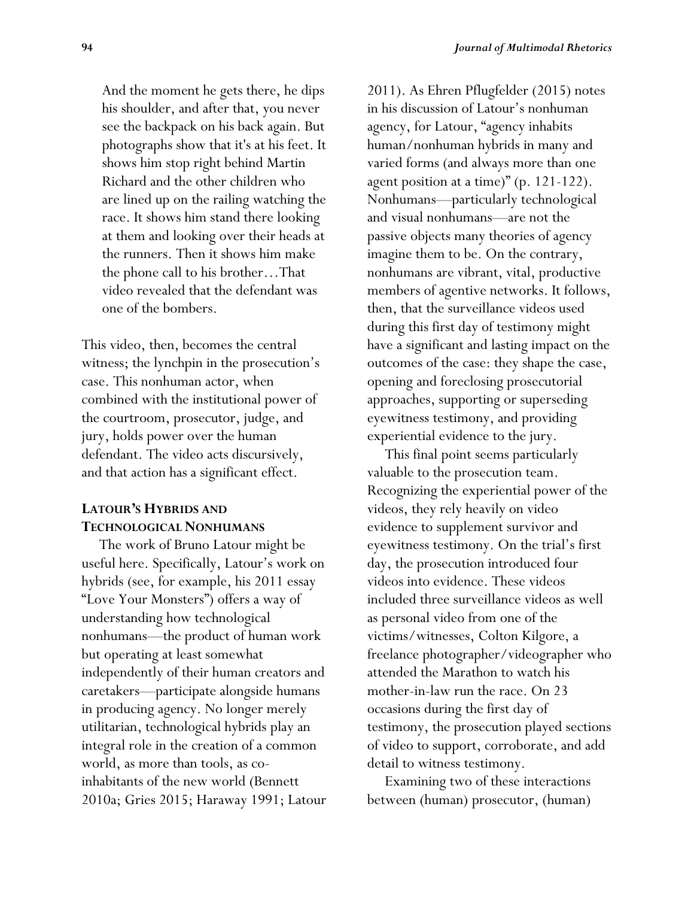> And the moment he gets there, he dips his shoulder, and after that, you never see the backpack on his back again. But photographs show that it's at his feet. It shows him stop right behind Martin Richard and the other children who are lined up on the railing watching the race. It shows him stand there looking at them and looking over their heads at the runners. Then it shows him make the phone call to his brother…That video revealed that the defendant was one of the bombers.

This video, then, becomes the central witness; the lynchpin in the prosecution's case. This nonhuman actor, when combined with the institutional power of the courtroom, prosecutor, judge, and jury, holds power over the human defendant. The video acts discursively, and that action has a significant effect.

## LATOUR'S HYBRIDS AND TECHNOLOGICAL NONHUMANS

The work of Bruno Latour might be useful here. Specifically, Latour's work on hybrids (see, for example, his 2011 essay "Love Your Monsters") offers a way of understanding how technological nonhumans—the product of human work but operating at least somewhat independently of their human creators and caretakers—participate alongside humans in producing agency. No longer merely utilitarian, technological hybrids play an integral role in the creation of a common world, as more than tools, as co-inhabitants of the new world (Bennett 2010a; Gries 2015; Haraway 1991; Latour 2011). As Ehren Pflugfelder (2015) notes in his discussion of Latour's nonhuman agency, for Latour, "agency inhabits human/nonhuman hybrids in many and varied forms (and always more than one agent position at a time)" (p. 121-122). Nonhumans—particularly technological and visual nonhumans—are not the passive objects many theories of agency imagine them to be. On the contrary, nonhumans are vibrant, vital, productive members of agentive networks. It follows, then, that the surveillance videos used during this first day of testimony might have a significant and lasting impact on the outcomes of the case: they shape the case, opening and foreclosing prosecutorial approaches, supporting or superseding eyewitness testimony, and providing experiential evidence to the jury.

This final point seems particularly valuable to the prosecution team. Recognizing the experiential power of the videos, they rely heavily on video evidence to supplement survivor and eyewitness testimony. On the trial's first day, the prosecution introduced four videos into evidence. These videos included three surveillance videos as well as personal video from one of the victims/witnesses, Colton Kilgore, a freelance photographer/videographer who attended the Marathon to watch his mother-in-law run the race. On 23 occasions during the first day of testimony, the prosecution played sections of video to support, corroborate, and add detail to witness testimony.

Examining two of these interactions between (human) prosecutor, (human)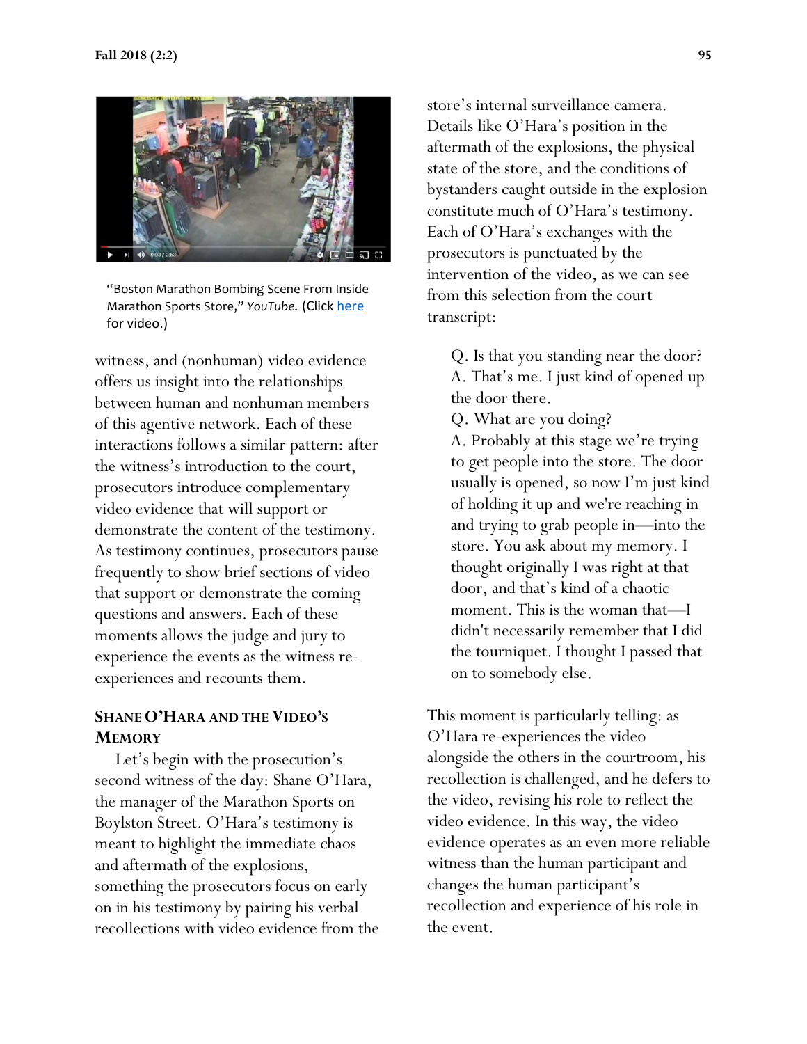"Boston Marathon Bombing Scene From Inside Marathon Sports Store," *YouTube.* (Click [here] for video.)

witness, and (nonhuman) video evidence offers us insight into the relationships between human and nonhuman members of this agentive network. Each of these interactions follows a similar pattern: after the witness's introduction to the court, prosecutors introduce complementary video evidence that will support or demonstrate the content of the testimony. As testimony continues, prosecutors pause frequently to show brief sections of video that support or demonstrate the coming questions and answers. Each of these moments allows the judge and jury to experience the events as the witness re-experiences and recounts them.

## Shane O'Hara and the Video's Memory

Let's begin with the prosecution's second witness of the day: Shane O'Hara, the manager of the Marathon Sports on Boylston Street. O'Hara's testimony is meant to highlight the immediate chaos and aftermath of the explosions, something the prosecutors focus on early on in his testimony by pairing his verbal recollections with video evidence from the store's internal surveillance camera. Details like O'Hara's position in the aftermath of the explosions, the physical state of the store, and the conditions of bystanders caught outside in the explosion constitute much of O'Hara's testimony. Each of O'Hara's exchanges with the prosecutors is punctuated by the intervention of the video, as we can see from this selection from the court transcript:

> Q. Is that you standing near the door?
> A. That's me. I just kind of opened up the door there.
> Q. What are you doing?
> A. Probably at this stage we're trying to get people into the store. The door usually is opened, so now I'm just kind of holding it up and we're reaching in and trying to grab people in—into the store. You ask about my memory. I thought originally I was right at that door, and that's kind of a chaotic moment. This is the woman that—I didn't necessarily remember that I did the tourniquet. I thought I passed that on to somebody else.

This moment is particularly telling: as O'Hara re-experiences the video alongside the others in the courtroom, his recollection is challenged, and he defers to the video, revising his role to reflect the video evidence. In this way, the video evidence operates as an even more reliable witness than the human participant and changes the human participant's recollection and experience of his role in the event.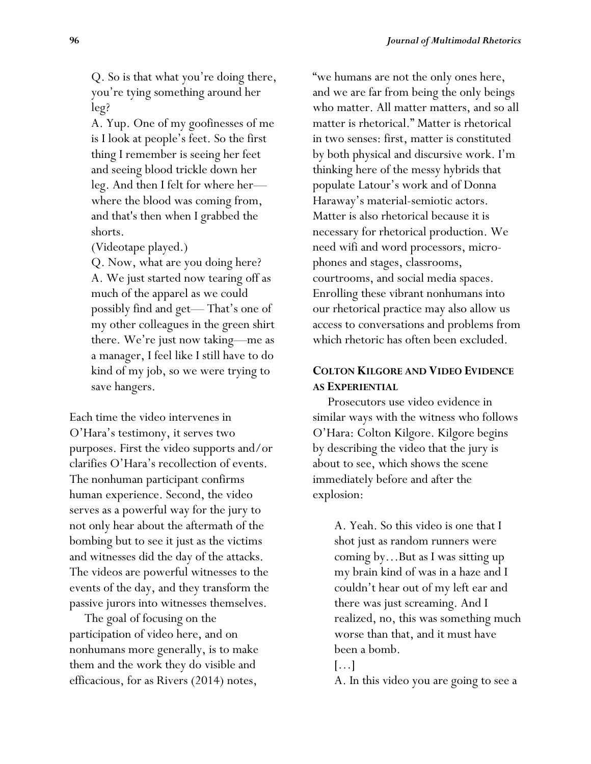> Q. So is that what you're doing there, you're tying something around her leg?
>
> A. Yup. One of my goofinesses of me is I look at people's feet. So the first thing I remember is seeing her feet and seeing blood trickle down her leg. And then I felt for where her— where the blood was coming from, and that's then when I grabbed the shorts.
>
> (Videotape played.)
>
> Q. Now, what are you doing here?
>
> A. We just started now tearing off as much of the apparel as we could possibly find and get— That's one of my other colleagues in the green shirt there. We're just now taking—me as a manager, I feel like I still have to do kind of my job, so we were trying to save hangers.

Each time the video intervenes in O'Hara's testimony, it serves two purposes. First the video supports and/or clarifies O'Hara's recollection of events. The nonhuman participant confirms human experience. Second, the video serves as a powerful way for the jury to not only hear about the aftermath of the bombing but to see it just as the victims and witnesses did the day of the attacks. The videos are powerful witnesses to the events of the day, and they transform the passive jurors into witnesses themselves.

The goal of focusing on the participation of video here, and on nonhumans more generally, is to make them and the work they do visible and efficacious, for as Rivers (2014) notes, "we humans are not the only ones here, and we are far from being the only beings who matter. All matter matters, and so all matter is rhetorical." Matter is rhetorical in two senses: first, matter is constituted by both physical and discursive work. I'm thinking here of the messy hybrids that populate Latour's work and of Donna Haraway's material-semiotic actors. Matter is also rhetorical because it is necessary for rhetorical production. We need wifi and word processors, microphones and stages, classrooms, courtrooms, and social media spaces. Enrolling these vibrant nonhumans into our rhetorical practice may also allow us access to conversations and problems from which rhetoric has often been excluded.

## Colton Kilgore and Video Evidence as Experiential

Prosecutors use video evidence in similar ways with the witness who follows O'Hara: Colton Kilgore. Kilgore begins by describing the video that the jury is about to see, which shows the scene immediately before and after the explosion:

> A. Yeah. So this video is one that I shot just as random runners were coming by…But as I was sitting up my brain kind of was in a haze and I couldn't hear out of my left ear and there was just screaming. And I realized, no, this was something much worse than that, and it must have been a bomb.
>
> […]
>
> A. In this video you are going to see a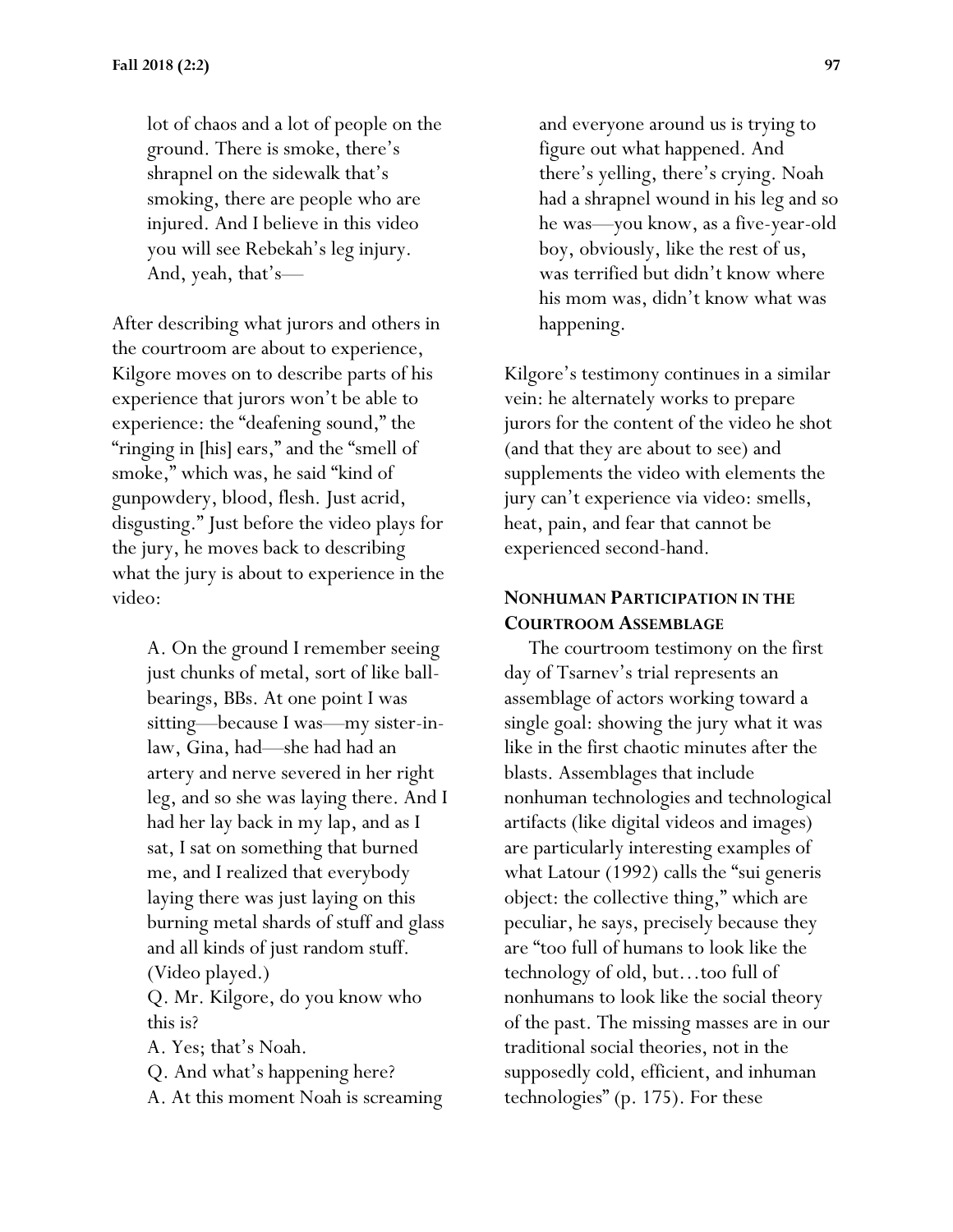> lot of chaos and a lot of people on the ground. There is smoke, there's shrapnel on the sidewalk that's smoking, there are people who are injured. And I believe in this video you will see Rebekah's leg injury. And, yeah, that's—

After describing what jurors and others in the courtroom are about to experience, Kilgore moves on to describe parts of his experience that jurors won't be able to experience: the "deafening sound," the "ringing in [his] ears," and the "smell of smoke," which was, he said "kind of gunpowdery, blood, flesh. Just acrid, disgusting." Just before the video plays for the jury, he moves back to describing what the jury is about to experience in the video:

> A. On the ground I remember seeing just chunks of metal, sort of like ball-bearings, BBs. At one point I was sitting—because I was—my sister-in-law, Gina, had—she had had an artery and nerve severed in her right leg, and so she was laying there. And I had her lay back in my lap, and as I sat, I sat on something that burned me, and I realized that everybody laying there was just laying on this burning metal shards of stuff and glass and all kinds of just random stuff. (Video played.)
>
> Q. Mr. Kilgore, do you know who this is?
>
> A. Yes; that's Noah.
>
> Q. And what's happening here?
>
> A. At this moment Noah is screaming and everyone around us is trying to figure out what happened. And there's yelling, there's crying. Noah had a shrapnel wound in his leg and so he was—you know, as a five-year-old boy, obviously, like the rest of us, was terrified but didn't know where his mom was, didn't know what was happening.

Kilgore's testimony continues in a similar vein: he alternately works to prepare jurors for the content of the video he shot (and that they are about to see) and supplements the video with elements the jury can't experience via video: smells, heat, pain, and fear that cannot be experienced second-hand.

### NONHUMAN PARTICIPATION IN THE COURTROOM ASSEMBLAGE

The courtroom testimony on the first day of Tsarnev's trial represents an assemblage of actors working toward a single goal: showing the jury what it was like in the first chaotic minutes after the blasts. Assemblages that include nonhuman technologies and technological artifacts (like digital videos and images) are particularly interesting examples of what Latour (1992) calls the "sui generis object: the collective thing," which are peculiar, he says, precisely because they are "too full of humans to look like the technology of old, but…too full of nonhumans to look like the social theory of the past. The missing masses are in our traditional social theories, not in the supposedly cold, efficient, and inhuman technologies" (p. 175). For these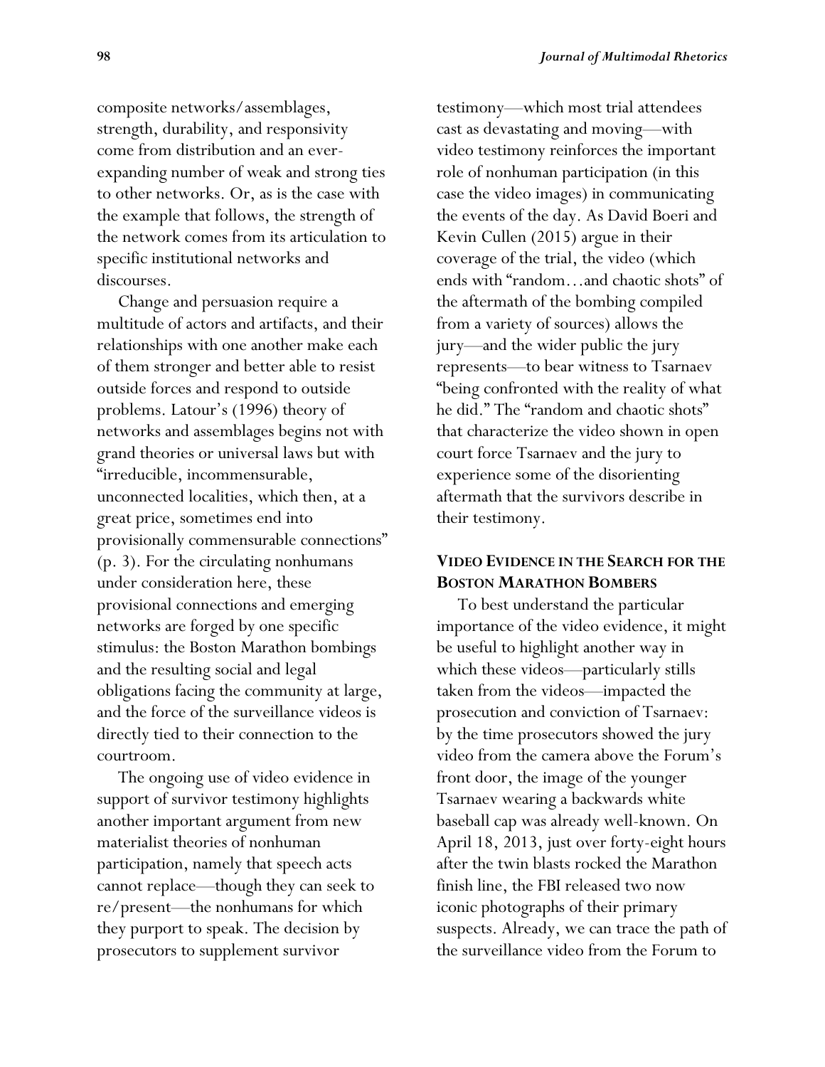composite networks/assemblages, strength, durability, and responsivity come from distribution and an ever-expanding number of weak and strong ties to other networks. Or, as is the case with the example that follows, the strength of the network comes from its articulation to specific institutional networks and discourses.

Change and persuasion require a multitude of actors and artifacts, and their relationships with one another make each of them stronger and better able to resist outside forces and respond to outside problems. Latour's (1996) theory of networks and assemblages begins not with grand theories or universal laws but with "irreducible, incommensurable, unconnected localities, which then, at a great price, sometimes end into provisionally commensurable connections" (p. 3). For the circulating nonhumans under consideration here, these provisional connections and emerging networks are forged by one specific stimulus: the Boston Marathon bombings and the resulting social and legal obligations facing the community at large, and the force of the surveillance videos is directly tied to their connection to the courtroom.

The ongoing use of video evidence in support of survivor testimony highlights another important argument from new materialist theories of nonhuman participation, namely that speech acts cannot replace—though they can seek to re/present—the nonhumans for which they purport to speak. The decision by prosecutors to supplement survivor testimony—which most trial attendees cast as devastating and moving—with video testimony reinforces the important role of nonhuman participation (in this case the video images) in communicating the events of the day. As David Boeri and Kevin Cullen (2015) argue in their coverage of the trial, the video (which ends with "random…and chaotic shots" of the aftermath of the bombing compiled from a variety of sources) allows the jury—and the wider public the jury represents—to bear witness to Tsarnaev "being confronted with the reality of what he did." The "random and chaotic shots" that characterize the video shown in open court force Tsarnaev and the jury to experience some of the disorienting aftermath that the survivors describe in their testimony.

## VIDEO EVIDENCE IN THE SEARCH FOR THE BOSTON MARATHON BOMBERS

To best understand the particular importance of the video evidence, it might be useful to highlight another way in which these videos—particularly stills taken from the videos—impacted the prosecution and conviction of Tsarnaev: by the time prosecutors showed the jury video from the camera above the Forum's front door, the image of the younger Tsarnaev wearing a backwards white baseball cap was already well-known. On April 18, 2013, just over forty-eight hours after the twin blasts rocked the Marathon finish line, the FBI released two now iconic photographs of their primary suspects. Already, we can trace the path of the surveillance video from the Forum to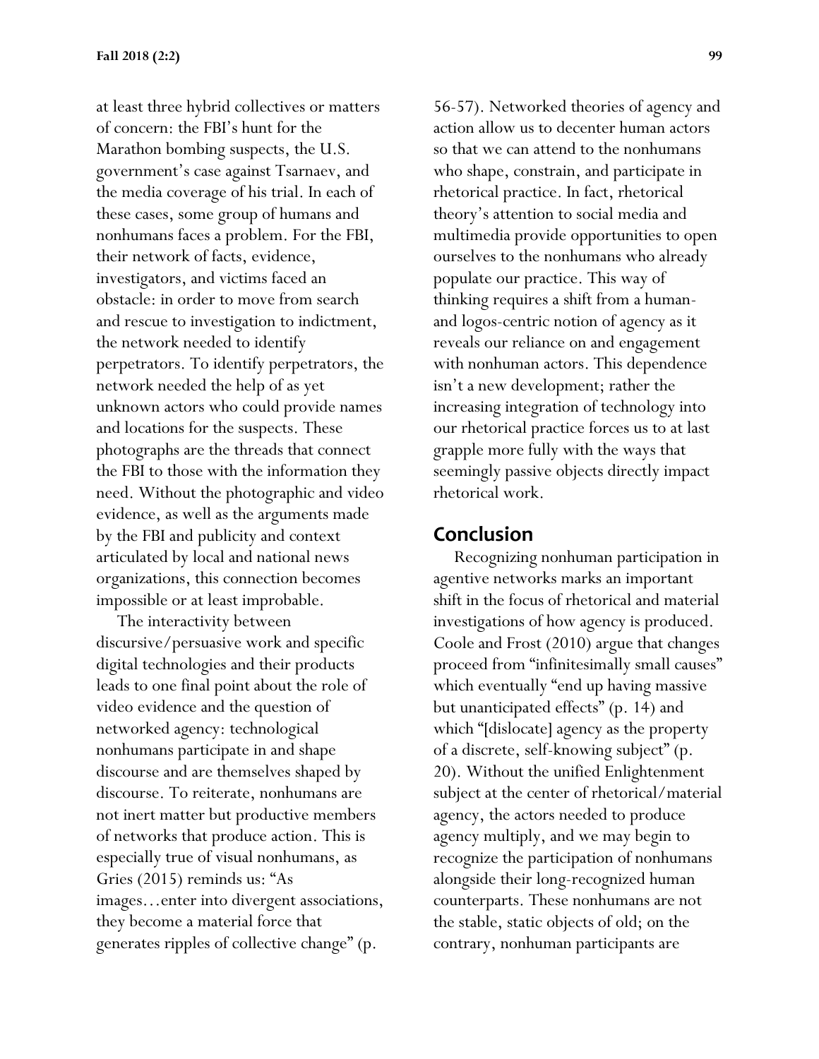at least three hybrid collectives or matters of concern: the FBI's hunt for the Marathon bombing suspects, the U.S. government's case against Tsarnaev, and the media coverage of his trial. In each of these cases, some group of humans and nonhumans faces a problem. For the FBI, their network of facts, evidence, investigators, and victims faced an obstacle: in order to move from search and rescue to investigation to indictment, the network needed to identify perpetrators. To identify perpetrators, the network needed the help of as yet unknown actors who could provide names and locations for the suspects. These photographs are the threads that connect the FBI to those with the information they need. Without the photographic and video evidence, as well as the arguments made by the FBI and publicity and context articulated by local and national news organizations, this connection becomes impossible or at least improbable.

The interactivity between discursive/persuasive work and specific digital technologies and their products leads to one final point about the role of video evidence and the question of networked agency: technological nonhumans participate in and shape discourse and are themselves shaped by discourse. To reiterate, nonhumans are not inert matter but productive members of networks that produce action. This is especially true of visual nonhumans, as Gries (2015) reminds us: "As images…enter into divergent associations, they become a material force that generates ripples of collective change" (p. 56-57). Networked theories of agency and action allow us to decenter human actors so that we can attend to the nonhumans who shape, constrain, and participate in rhetorical practice. In fact, rhetorical theory's attention to social media and multimedia provide opportunities to open ourselves to the nonhumans who already populate our practice. This way of thinking requires a shift from a human- and logos-centric notion of agency as it reveals our reliance on and engagement with nonhuman actors. This dependence isn't a new development; rather the increasing integration of technology into our rhetorical practice forces us to at last grapple more fully with the ways that seemingly passive objects directly impact rhetorical work.

## Conclusion

Recognizing nonhuman participation in agentive networks marks an important shift in the focus of rhetorical and material investigations of how agency is produced. Coole and Frost (2010) argue that changes proceed from "infinitesimally small causes" which eventually "end up having massive but unanticipated effects" (p. 14) and which "[dislocate] agency as the property of a discrete, self-knowing subject" (p. 20). Without the unified Enlightenment subject at the center of rhetorical/material agency, the actors needed to produce agency multiply, and we may begin to recognize the participation of nonhumans alongside their long-recognized human counterparts. These nonhumans are not the stable, static objects of old; on the contrary, nonhuman participants are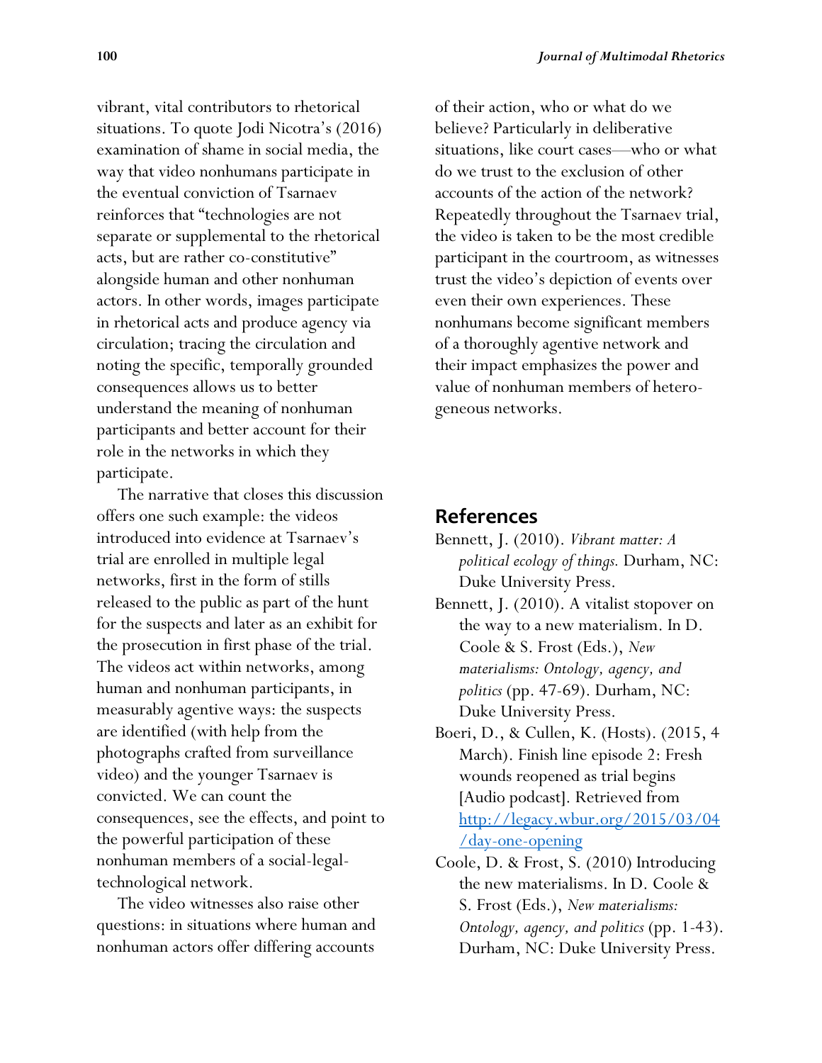vibrant, vital contributors to rhetorical situations. To quote Jodi Nicotra's (2016) examination of shame in social media, the way that video nonhumans participate in the eventual conviction of Tsarnaev reinforces that "technologies are not separate or supplemental to the rhetorical acts, but are rather co-constitutive" alongside human and other nonhuman actors. In other words, images participate in rhetorical acts and produce agency via circulation; tracing the circulation and noting the specific, temporally grounded consequences allows us to better understand the meaning of nonhuman participants and better account for their role in the networks in which they participate.

The narrative that closes this discussion offers one such example: the videos introduced into evidence at Tsarnaev's trial are enrolled in multiple legal networks, first in the form of stills released to the public as part of the hunt for the suspects and later as an exhibit for the prosecution in first phase of the trial. The videos act within networks, among human and nonhuman participants, in measurably agentive ways: the suspects are identified (with help from the photographs crafted from surveillance video) and the younger Tsarnaev is convicted. We can count the consequences, see the effects, and point to the powerful participation of these nonhuman members of a social-legal-technological network.

The video witnesses also raise other questions: in situations where human and nonhuman actors offer differing accounts of their action, who or what do we believe? Particularly in deliberative situations, like court cases—who or what do we trust to the exclusion of other accounts of the action of the network? Repeatedly throughout the Tsarnaev trial, the video is taken to be the most credible participant in the courtroom, as witnesses trust the video's depiction of events over even their own experiences. These nonhumans become significant members of a thoroughly agentive network and their impact emphasizes the power and value of nonhuman members of heterogeneous networks.

## References

Bennett, J. (2010). *Vibrant matter: A political ecology of things.* Durham, NC: Duke University Press.

Bennett, J. (2010). A vitalist stopover on the way to a new materialism. In D. Coole & S. Frost (Eds.), *New materialisms: Ontology, agency, and politics* (pp. 47-69). Durham, NC: Duke University Press.

Boeri, D., & Cullen, K. (Hosts). (2015, 4 March). Finish line episode 2: Fresh wounds reopened as trial begins [Audio podcast]. Retrieved from http://legacy.wbur.org/2015/03/04/day-one-opening

Coole, D. & Frost, S. (2010) Introducing the new materialisms. In D. Coole & S. Frost (Eds.), *New materialisms: Ontology, agency, and politics* (pp. 1-43). Durham, NC: Duke University Press.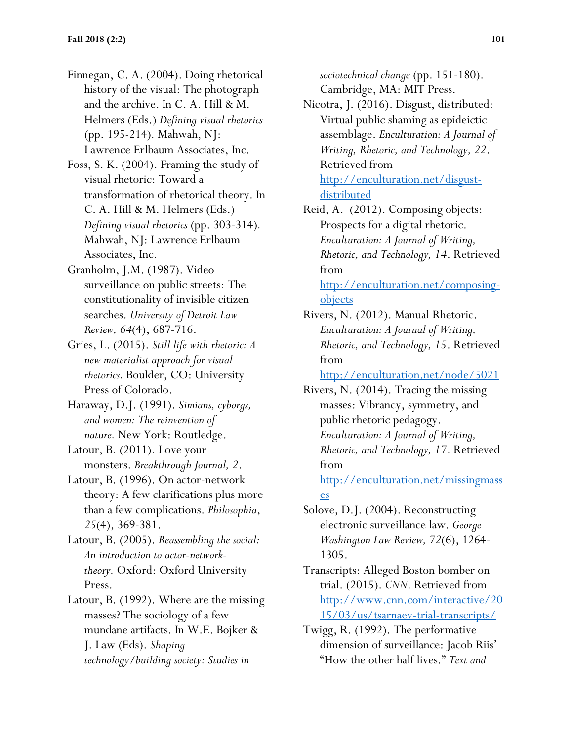Finnegan, C. A. (2004). Doing rhetorical history of the visual: The photograph and the archive. In C. A. Hill & M. Helmers (Eds.) *Defining visual rhetorics* (pp. 195-214). Mahwah, NJ: Lawrence Erlbaum Associates, Inc.

Foss, S. K. (2004). Framing the study of visual rhetoric: Toward a transformation of rhetorical theory. In C. A. Hill & M. Helmers (Eds.) *Defining visual rhetorics* (pp. 303-314). Mahwah, NJ: Lawrence Erlbaum Associates, Inc.

Granholm, J.M. (1987). Video surveillance on public streets: The constitutionality of invisible citizen searches. *University of Detroit Law Review, 64*(4), 687-716.

Gries, L. (2015). *Still life with rhetoric: A new materialist approach for visual rhetorics.* Boulder, CO: University Press of Colorado.

Haraway, D.J. (1991). *Simians, cyborgs, and women: The reinvention of nature.* New York: Routledge.

Latour, B. (2011). Love your monsters. *Breakthrough Journal, 2*.

Latour, B. (1996). On actor-network theory: A few clarifications plus more than a few complications. *Philosophia*, *25*(4), 369-381.

Latour, B. (2005). *Reassembling the social: An introduction to actor-network-theory.* Oxford: Oxford University Press.

Latour, B. (1992). Where are the missing masses? The sociology of a few mundane artifacts. In W.E. Bojker & J. Law (Eds). *Shaping technology/building society: Studies in sociotechnical change* (pp. 151-180). Cambridge, MA: MIT Press.

Nicotra, J. (2016). Disgust, distributed: Virtual public shaming as epideictic assemblage. *Enculturation: A Journal of Writing, Rhetoric, and Technology, 22*. Retrieved from http://enculturation.net/disgust-distributed

Reid, A. (2012). Composing objects: Prospects for a digital rhetoric. *Enculturation: A Journal of Writing, Rhetoric, and Technology, 14*. Retrieved from http://enculturation.net/composing-objects

Rivers, N. (2012). Manual Rhetoric. *Enculturation: A Journal of Writing, Rhetoric, and Technology, 15*. Retrieved from http://enculturation.net/node/5021

Rivers, N. (2014). Tracing the missing masses: Vibrancy, symmetry, and public rhetoric pedagogy. *Enculturation: A Journal of Writing, Rhetoric, and Technology, 17*. Retrieved from http://enculturation.net/missingmasses

Solove, D.J. (2004). Reconstructing electronic surveillance law. *George Washington Law Review, 72*(6), 1264-1305.

Transcripts: Alleged Boston bomber on trial. (2015). *CNN*. Retrieved from http://www.cnn.com/interactive/2015/03/us/tsarnaev-trial-transcripts/

Twigg, R. (1992). The performative dimension of surveillance: Jacob Riis' "How the other half lives." *Text and*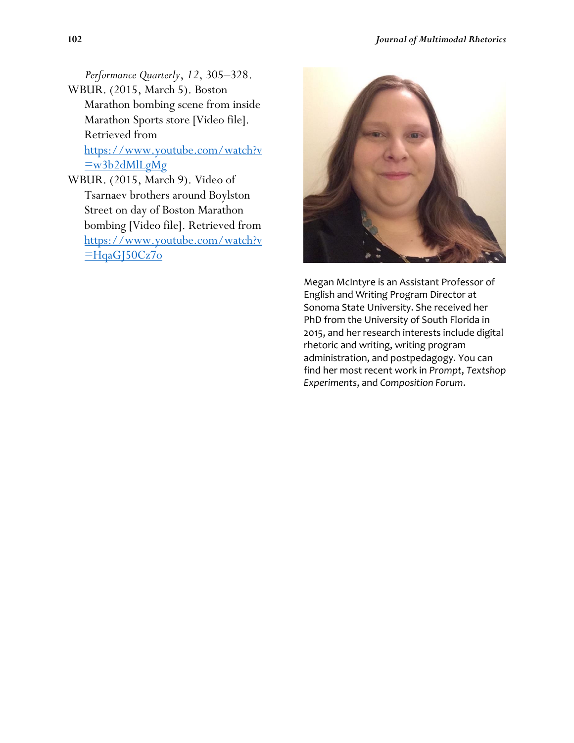*Performance Quarterly*, *12*, 305–328.

WBUR. (2015, March 5). Boston Marathon bombing scene from inside Marathon Sports store [Video file]. Retrieved from https://www.youtube.com/watch?v=w3b2dMlLgMg

WBUR. (2015, March 9). Video of Tsarnaev brothers around Boylston Street on day of Boston Marathon bombing [Video file]. Retrieved from https://www.youtube.com/watch?v=HqaGJ50Cz7o

Megan McIntyre is an Assistant Professor of English and Writing Program Director at Sonoma State University. She received her PhD from the University of South Florida in 2015, and her research interests include digital rhetoric and writing, writing program administration, and postpedagogy. You can find her most recent work in *Prompt*, *Textshop Experiments*, and *Composition Forum*.